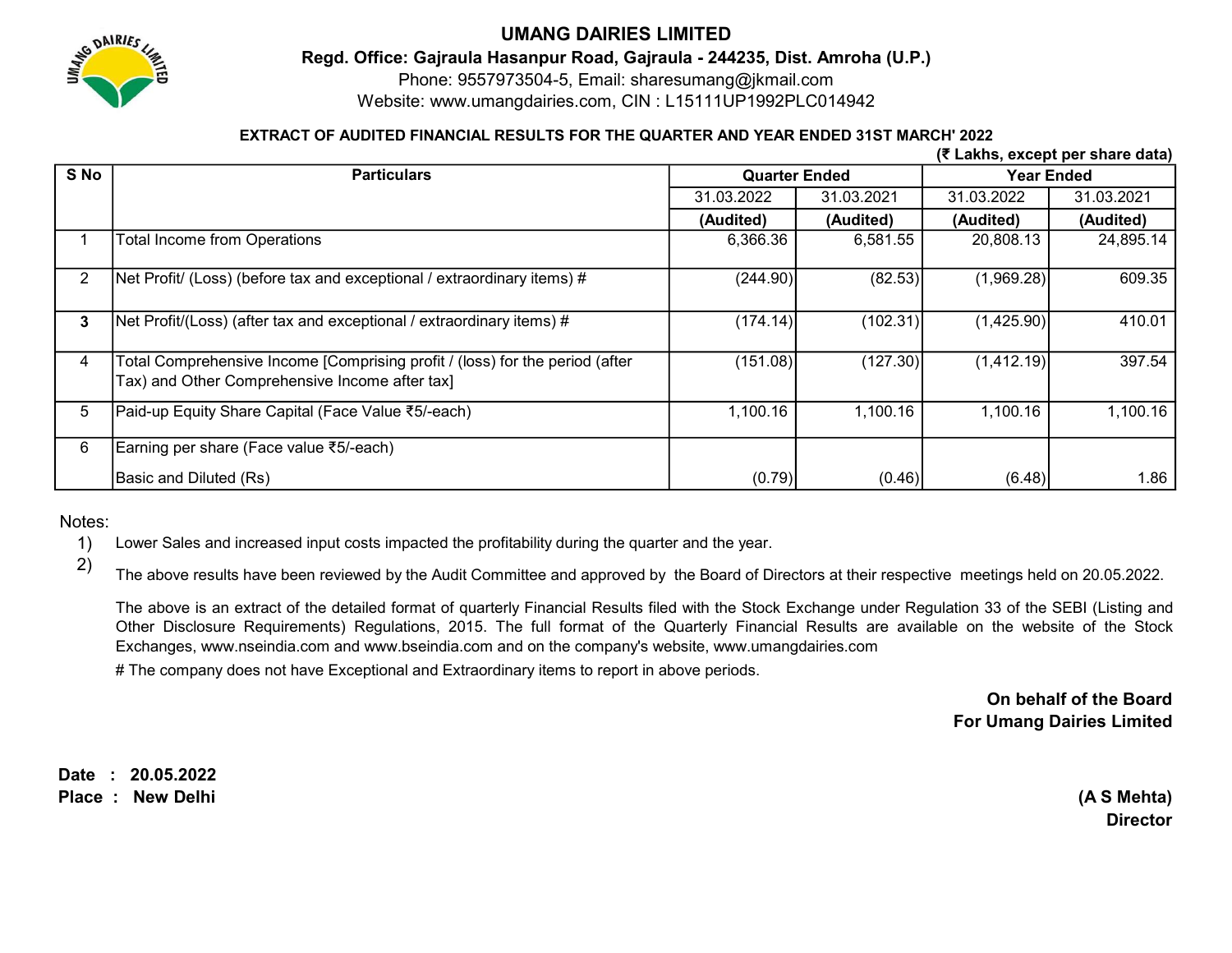# UMANG DAIRIES LIMITED

**Regd. Office: Gajraula Hasanpur Road, Gajraula - 244235, Dist. Amroha (U.P.)**

Phone: 9557973504-5, Email: sharesumang@jkmail.com

Website: www.umangdairies.com, CIN : L15111UP1992PLC014942

**EXTRACT OF AUDITED FINANCIAL RESULTS FOR THE QUARTER AND YEAR ENDED 31ST MARCH' 2022**

**(₹ Lakhs, except per share data)**

| S No | Particulars | Quarter Ended | | Year Ended | |
|---|---|---|---|---|---|
| | | 31.03.2022 | 31.03.2021 | 31.03.2022 | 31.03.2021 |
| | | **(Audited)** | **(Audited)** | **(Audited)** | **(Audited)** |
| 1 | Total Income from Operations | 6,366.36 | 6,581.55 | 20,808.13 | 24,895.14 |
| 2 | Net Profit/ (Loss) (before tax and exceptional / extraordinary items) # | (244.90) | (82.53) | (1,969.28) | 609.35 |
| **3** | Net Profit/(Loss) (after tax and exceptional / extraordinary items) # | (174.14) | (102.31) | (1,425.90) | 410.01 |
| 4 | Total Comprehensive Income [Comprising profit / (loss) for the period (after Tax) and Other Comprehensive Income after tax] | (151.08) | (127.30) | (1,412.19) | 397.54 |
| 5 | Paid-up Equity Share Capital (Face Value ₹5/-each) | 1,100.16 | 1,100.16 | 1,100.16 | 1,100.16 |
| 6 | Earning per share (Face value ₹5/-each)<br>Basic and Diluted (Rs) | (0.79) | (0.46) | (6.48) | 1.86 |

Notes:

1) Lower Sales and increased input costs impacted the profitability during the quarter and the year.

2) The above results have been reviewed by the Audit Committee and approved by the Board of Directors at their respective meetings held on 20.05.2022.

The above is an extract of the detailed format of quarterly Financial Results filed with the Stock Exchange under Regulation 33 of the SEBI (Listing and Other Disclosure Requirements) Regulations, 2015. The full format of the Quarterly Financial Results are available on the website of the Stock Exchanges, www.nseindia.com and www.bseindia.com and on the company's website, www.umangdairies.com

# The company does not have Exceptional and Extraordinary items to report in above periods.

**On behalf of the Board**
**For Umang Dairies Limited**

**Date : 20.05.2022**
**Place : New Delhi**

**(A S Mehta)**
**Director**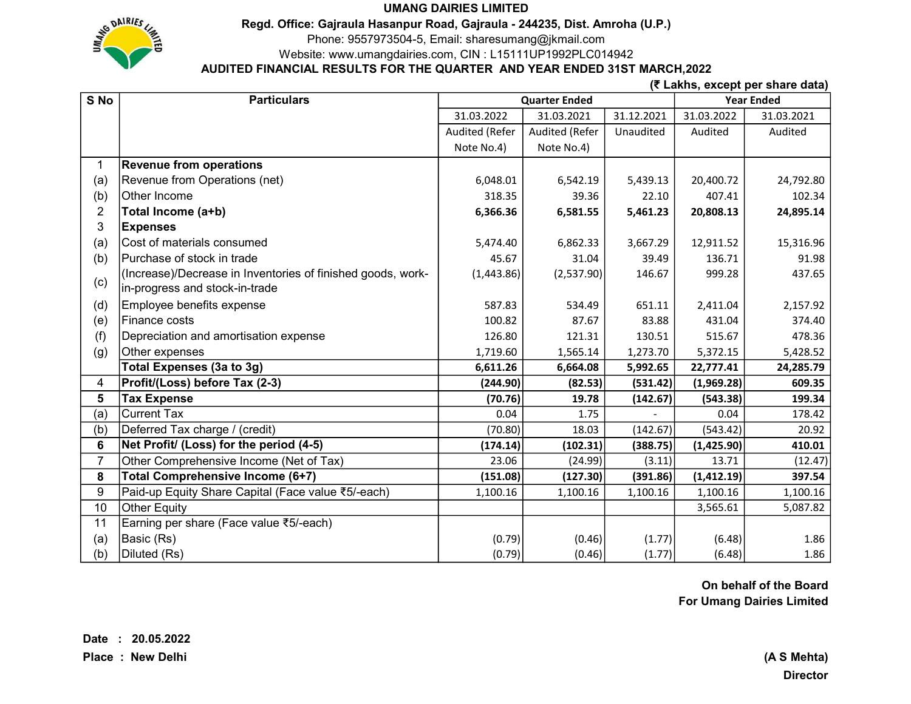# UMANG DAIRIES LIMITED

**Regd. Office: Gajraula Hasanpur Road, Gajraula - 244235, Dist. Amroha (U.P.)**

Phone: 9557973504-5, Email: sharesumang@jkmail.com

Website: www.umangdairies.com, CIN : L15111UP1992PLC014942

**AUDITED FINANCIAL RESULTS FOR THE QUARTER AND YEAR ENDED 31ST MARCH,2022**

**(₹ Lakhs, except per share data)**

| S No | Particulars | Quarter Ended | | | Year Ended | |
|---|---|---|---|---|---|---|
| | | 31.03.2022 | 31.03.2021 | 31.12.2021 | 31.03.2022 | 31.03.2021 |
| | | Audited (Refer Note No.4) | Audited (Refer Note No.4) | Unaudited | Audited | Audited |
| 1 | **Revenue from operations** | | | | | |
| (a) | Revenue from Operations (net) | 6,048.01 | 6,542.19 | 5,439.13 | 20,400.72 | 24,792.80 |
| (b) | Other Income | 318.35 | 39.36 | 22.10 | 407.41 | 102.34 |
| 2 | **Total Income (a+b)** | **6,366.36** | **6,581.55** | **5,461.23** | **20,808.13** | **24,895.14** |
| 3 | **Expenses** | | | | | |
| (a) | Cost of materials consumed | 5,474.40 | 6,862.33 | 3,667.29 | 12,911.52 | 15,316.96 |
| (b) | Purchase of stock in trade | 45.67 | 31.04 | 39.49 | 136.71 | 91.98 |
| (c) | (Increase)/Decrease in Inventories of finished goods, work-in-progress and stock-in-trade | (1,443.86) | (2,537.90) | 146.67 | 999.28 | 437.65 |
| (d) | Employee benefits expense | 587.83 | 534.49 | 651.11 | 2,411.04 | 2,157.92 |
| (e) | Finance costs | 100.82 | 87.67 | 83.88 | 431.04 | 374.40 |
| (f) | Depreciation and amortisation expense | 126.80 | 121.31 | 130.51 | 515.67 | 478.36 |
| (g) | Other expenses | 1,719.60 | 1,565.14 | 1,273.70 | 5,372.15 | 5,428.52 |
| | **Total Expenses (3a to 3g)** | **6,611.26** | **6,664.08** | **5,992.65** | **22,777.41** | **24,285.79** |
| 4 | **Profit/(Loss) before Tax (2-3)** | **(244.90)** | **(82.53)** | **(531.42)** | **(1,969.28)** | **609.35** |
| 5 | **Tax Expense** | **(70.76)** | **19.78** | **(142.67)** | **(543.38)** | **199.34** |
| (a) | Current Tax | 0.04 | 1.75 | - | 0.04 | 178.42 |
| (b) | Deferred Tax charge / (credit) | (70.80) | 18.03 | (142.67) | (543.42) | 20.92 |
| 6 | **Net Profit/ (Loss) for the period (4-5)** | **(174.14)** | **(102.31)** | **(388.75)** | **(1,425.90)** | **410.01** |
| 7 | Other Comprehensive Income (Net of Tax) | 23.06 | (24.99) | (3.11) | 13.71 | (12.47) |
| 8 | **Total Comprehensive Income (6+7)** | **(151.08)** | **(127.30)** | **(391.86)** | **(1,412.19)** | **397.54** |
| 9 | Paid-up Equity Share Capital (Face value ₹5/-each) | 1,100.16 | 1,100.16 | 1,100.16 | 1,100.16 | 1,100.16 |
| 10 | Other Equity | | | | 3,565.61 | 5,087.82 |
| 11 | Earning per share (Face value ₹5/-each) | | | | | |
| (a) | Basic (Rs) | (0.79) | (0.46) | (1.77) | (6.48) | 1.86 |
| (b) | Diluted (Rs) | (0.79) | (0.46) | (1.77) | (6.48) | 1.86 |

**On behalf of the Board**
**For Umang Dairies Limited**

**Date : 20.05.2022**
**Place : New Delhi**

**(A S Mehta)**
**Director**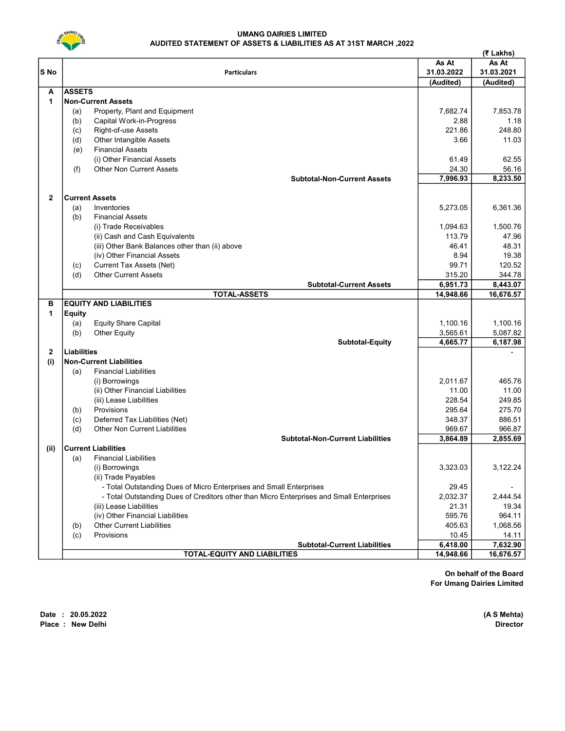# UMANG DAIRIES LIMITED

## AUDITED STATEMENT OF ASSETS & LIABILITIES AS AT 31ST MARCH ,2022

(₹ Lakhs)

| S No | | Particulars | As At 31.03.2022 (Audited) | As At 31.03.2021 (Audited) |
|---|---|---|---|---|
| **A** | | **ASSETS** | | |
| **1** | | **Non-Current Assets** | | |
| | (a) | Property, Plant and Equipment | 7,682.74 | 7,853.78 |
| | (b) | Capital Work-in-Progress | 2.88 | 1.18 |
| | (c) | Right-of-use Assets | 221.86 | 248.80 |
| | (d) | Other Intangible Assets | 3.66 | 11.03 |
| | (e) | Financial Assets | | |
| | | (i) Other Financial Assets | 61.49 | 62.55 |
| | (f) | Other Non Current Assets | 24.30 | 56.16 |
| | | **Subtotal-Non-Current Assets** | **7,996.93** | **8,233.50** |
| **2** | | **Current Assets** | | |
| | (a) | Inventories | 5,273.05 | 6,361.36 |
| | (b) | Financial Assets | | |
| | | (i) Trade Receivables | 1,094.63 | 1,500.76 |
| | | (ii) Cash and Cash Equivalents | 113.79 | 47.96 |
| | | (iii) Other Bank Balances other than (ii) above | 46.41 | 48.31 |
| | | (iv) Other Financial Assets | 8.94 | 19.38 |
| | (c) | Current Tax Assets (Net) | 99.71 | 120.52 |
| | (d) | Other Current Assets | 315.20 | 344.78 |
| | | **Subtotal-Current Assets** | **6,951.73** | **8,443.07** |
| | | **TOTAL-ASSETS** | **14,948.66** | **16,676.57** |
| **B** | | **EQUITY AND LIABILITIES** | | |
| **1** | | **Equity** | | |
| | (a) | Equity Share Capital | 1,100.16 | 1,100.16 |
| | (b) | Other Equity | 3,565.61 | 5,087.82 |
| | | **Subtotal-Equity** | **4,665.77** | **6,187.98** |
| **2** | | **Liabilities** | | - |
| **(i)** | | **Non-Current Liabilities** | | |
| | (a) | Financial Liabilities | | |
| | | (i) Borrowings | 2,011.67 | 465.76 |
| | | (ii) Other Financial Liabilities | 11.00 | 11.00 |
| | | (iii) Lease Liabilities | 228.54 | 249.85 |
| | (b) | Provisions | 295.64 | 275.70 |
| | (c) | Deferred Tax Liabilities (Net) | 348.37 | 886.51 |
| | (d) | Other Non Current Liabilities | 969.67 | 966.87 |
| | | **Subtotal-Non-Current Liabilities** | **3,864.89** | **2,855.69** |
| **(ii)** | | **Current Liabilities** | | |
| | (a) | Financial Liabilities | | |
| | | (i) Borrowings | 3,323.03 | 3,122.24 |
| | | (ii) Trade Payables | | |
| | | - Total Outstanding Dues of Micro Enterprises and Small Enterprises | 29.45 | - |
| | | - Total Outstanding Dues of Creditors other than Micro Enterprises and Small Enterprises | 2,032.37 | 2,444.54 |
| | | (iii) Lease Liabilities | 21.31 | 19.34 |
| | | (iv) Other Financial Liabilities | 595.76 | 964.11 |
| | (b) | Other Current Liabilities | 405.63 | 1,068.56 |
| | (c) | Provisions | 10.45 | 14.11 |
| | | **Subtotal-Current Liabilities** | **6,418.00** | **7,632.90** |
| | | **TOTAL-EQUITY AND LIABILITIES** | **14,948.66** | **16,676.57** |

**On behalf of the Board**
**For Umang Dairies Limited**

**Date : 20.05.2022**
**Place : New Delhi**

**(A S Mehta)**
**Director**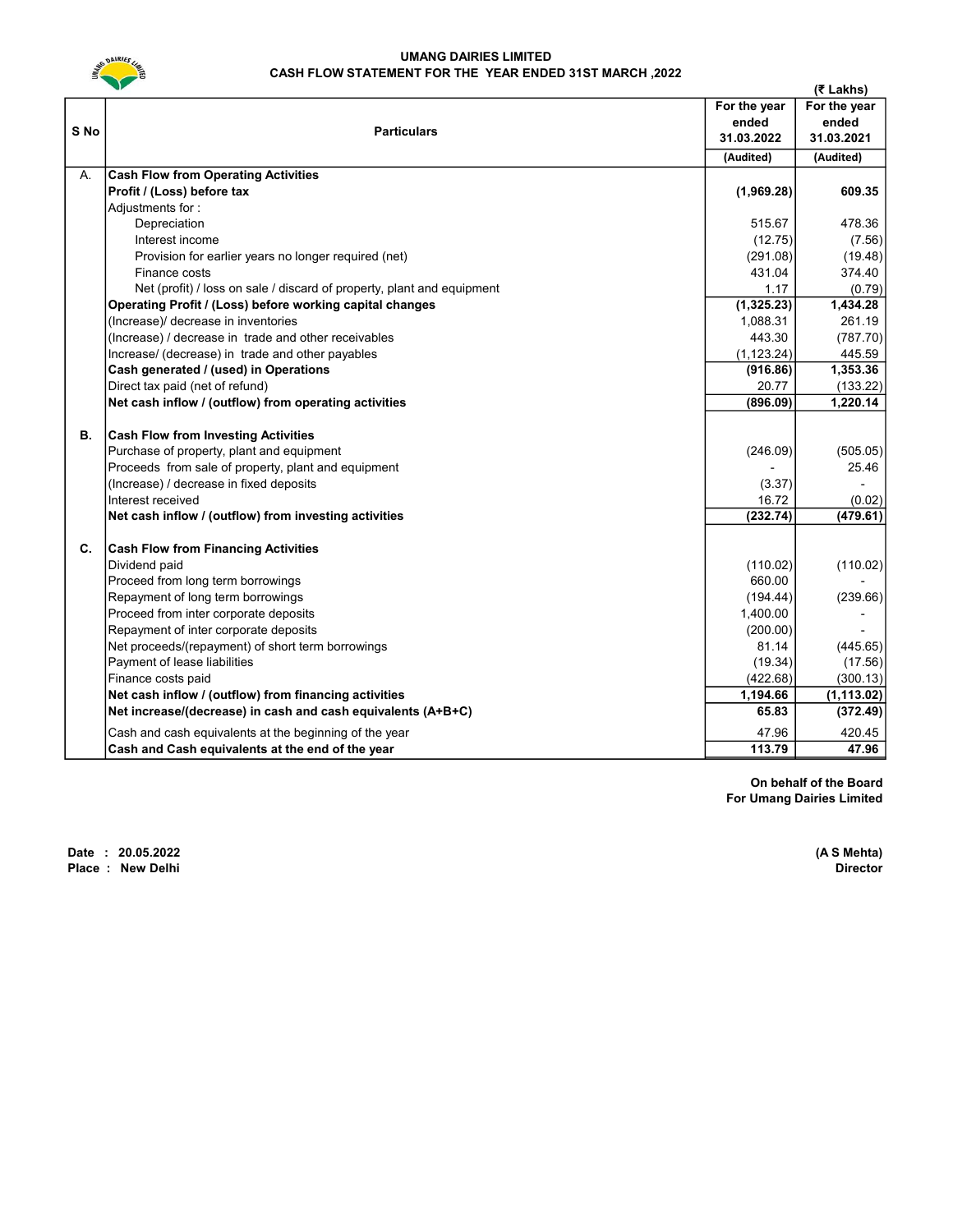# UMANG DAIRIES LIMITED

## CASH FLOW STATEMENT FOR THE YEAR ENDED 31ST MARCH ,2022

(₹ Lakhs)

| S No | Particulars | For the year ended 31.03.2022 (Audited) | For the year ended 31.03.2021 (Audited) |
|---|---|---|---|
| A. | **Cash Flow from Operating Activities** | | |
| | **Profit / (Loss) before tax** | **(1,969.28)** | **609.35** |
| | Adjustments for : | | |
| | Depreciation | 515.67 | 478.36 |
| | Interest income | (12.75) | (7.56) |
| | Provision for earlier years no longer required (net) | (291.08) | (19.48) |
| | Finance costs | 431.04 | 374.40 |
| | Net (profit) / loss on sale / discard of property, plant and equipment | 1.17 | (0.79) |
| | **Operating Profit / (Loss) before working capital changes** | **(1,325.23)** | **1,434.28** |
| | (Increase)/ decrease in inventories | 1,088.31 | 261.19 |
| | (Increase) / decrease in trade and other receivables | 443.30 | (787.70) |
| | Increase/ (decrease) in trade and other payables | (1,123.24) | 445.59 |
| | **Cash generated / (used) in Operations** | **(916.86)** | **1,353.36** |
| | Direct tax paid (net of refund) | 20.77 | (133.22) |
| | **Net cash inflow / (outflow) from operating activities** | **(896.09)** | **1,220.14** |
| **B.** | **Cash Flow from Investing Activities** | | |
| | Purchase of property, plant and equipment | (246.09) | (505.05) |
| | Proceeds from sale of property, plant and equipment | - | 25.46 |
| | (Increase) / decrease in fixed deposits | (3.37) | - |
| | Interest received | 16.72 | (0.02) |
| | **Net cash inflow / (outflow) from investing activities** | **(232.74)** | **(479.61)** |
| **C.** | **Cash Flow from Financing Activities** | | |
| | Dividend paid | (110.02) | (110.02) |
| | Proceed from long term borrowings | 660.00 | - |
| | Repayment of long term borrowings | (194.44) | (239.66) |
| | Proceed from inter corporate deposits | 1,400.00 | - |
| | Repayment of inter corporate deposits | (200.00) | - |
| | Net proceeds/(repayment) of short term borrowings | 81.14 | (445.65) |
| | Payment of lease liabilities | (19.34) | (17.56) |
| | Finance costs paid | (422.68) | (300.13) |
| | **Net cash inflow / (outflow) from financing activities** | **1,194.66** | **(1,113.02)** |
| | **Net increase/(decrease) in cash and cash equivalents (A+B+C)** | **65.83** | **(372.49)** |
| | Cash and cash equivalents at the beginning of the year | 47.96 | 420.45 |
| | **Cash and Cash equivalents at the end of the year** | **113.79** | **47.96** |

**On behalf of the Board**
**For Umang Dairies Limited**

**Date : 20.05.2022**
**Place : New Delhi**

**(A S Mehta)**
**Director**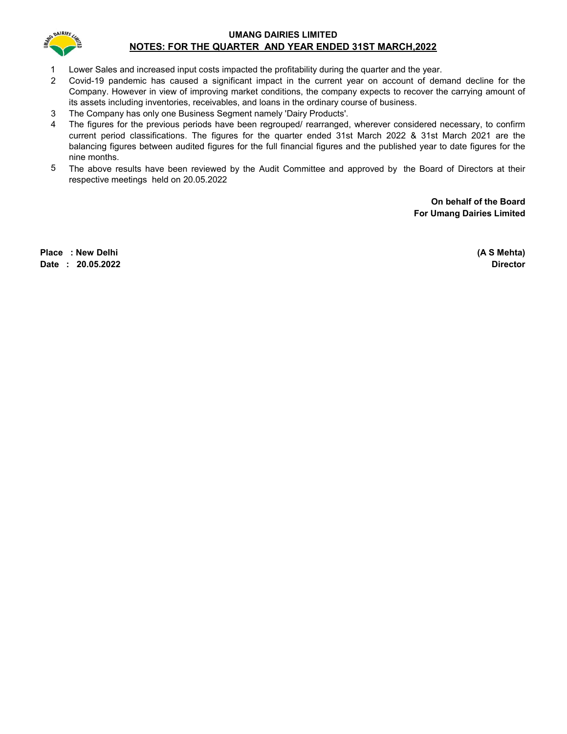# UMANG DAIRIES LIMITED

## NOTES: FOR THE QUARTER AND YEAR ENDED 31ST MARCH,2022

1. Lower Sales and increased input costs impacted the profitability during the quarter and the year.
2. Covid-19 pandemic has caused a significant impact in the current year on account of demand decline for the Company. However in view of improving market conditions, the company expects to recover the carrying amount of its assets including inventories, receivables, and loans in the ordinary course of business.
3. The Company has only one Business Segment namely 'Dairy Products'.
4. The figures for the previous periods have been regrouped/ rearranged, wherever considered necessary, to confirm current period classifications. The figures for the quarter ended 31st March 2022 & 31st March 2021 are the balancing figures between audited figures for the full financial figures and the published year to date figures for the nine months.
5. The above results have been reviewed by the Audit Committee and approved by the Board of Directors at their respective meetings held on 20.05.2022

**On behalf of the Board**
**For Umang Dairies Limited**

**Place : New Delhi**
**Date : 20.05.2022**

**(A S Mehta)**
**Director**